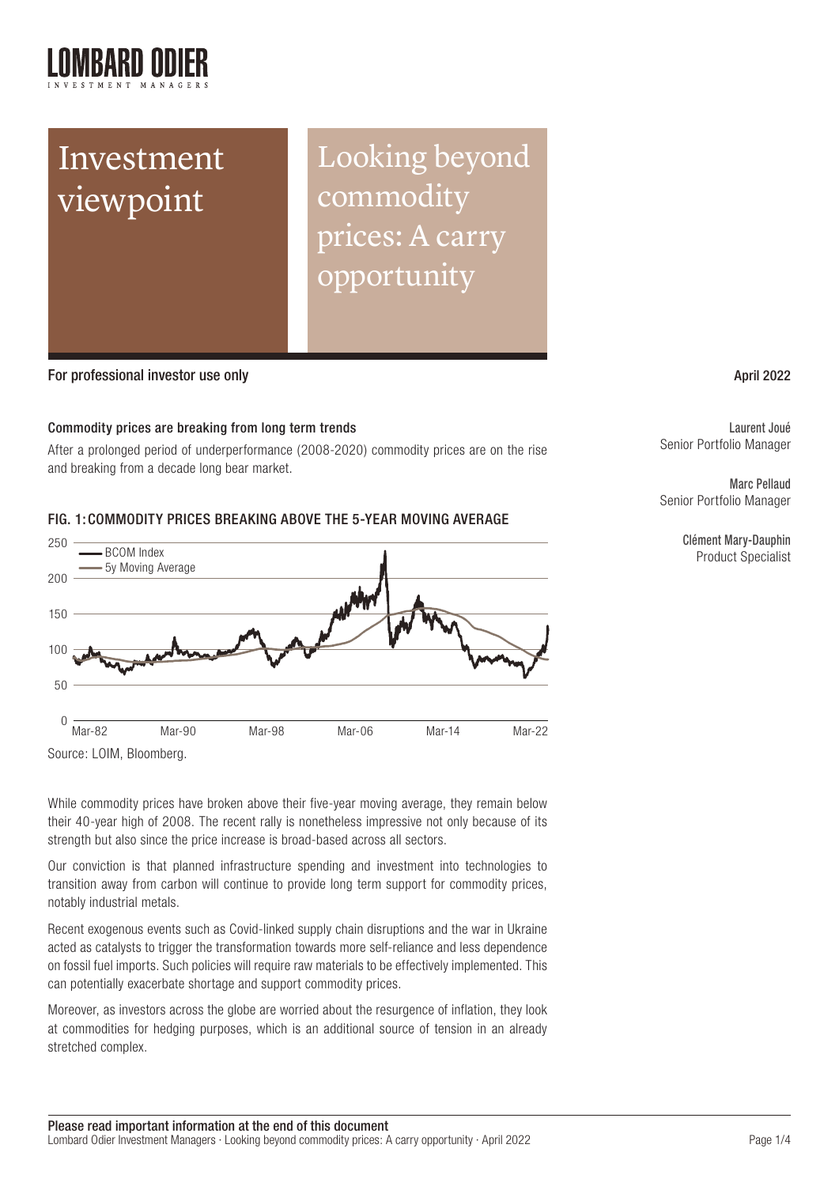# Investment viewpoint

# Looking beyond commodity prices: A carry opportunity

For professional investor use only

April 2022

Laurent Joué
Senior Portfolio Manager

Marc Pellaud
Senior Portfolio Manager

Clément Mary-Dauphin
Product Specialist

### Commodity prices are breaking from long term trends

After a prolonged period of underperformance (2008-2020) commodity prices are on the rise and breaking from a decade long bear market.

**FIG. 1: COMMODITY PRICES BREAKING ABOVE THE 5-YEAR MOVING AVERAGE**

Source: LOIM, Bloomberg.

While commodity prices have broken above their five-year moving average, they remain below their 40-year high of 2008. The recent rally is nonetheless impressive not only because of its strength but also since the price increase is broad-based across all sectors.

Our conviction is that planned infrastructure spending and investment into technologies to transition away from carbon will continue to provide long term support for commodity prices, notably industrial metals.

Recent exogenous events such as Covid-linked supply chain disruptions and the war in Ukraine acted as catalysts to trigger the transformation towards more self-reliance and less dependence on fossil fuel imports. Such policies will require raw materials to be effectively implemented. This can potentially exacerbate shortage and support commodity prices.

Moreover, as investors across the globe are worried about the resurgence of inflation, they look at commodities for hedging purposes, which is an additional source of tension in an already stretched complex.

**Please read important information at the end of this document**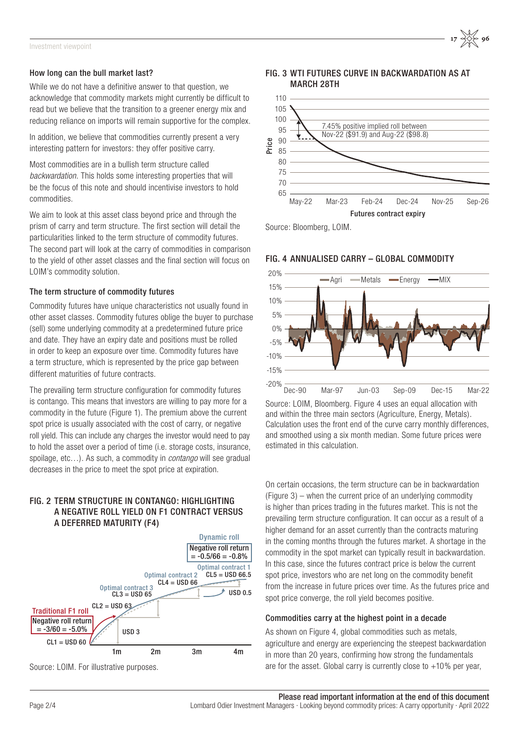### How long can the bull market last?

While we do not have a definitive answer to that question, we acknowledge that commodity markets might currently be difficult to read but we believe that the transition to a greener energy mix and reducing reliance on imports will remain supportive for the complex.

In addition, we believe that commodities currently present a very interesting pattern for investors: they offer positive carry.

Most commodities are in a bullish term structure called *backwardation*. This holds some interesting properties that will be the focus of this note and should incentivise investors to hold commodities.

We aim to look at this asset class beyond price and through the prism of carry and term structure. The first section will detail the particularities linked to the term structure of commodity futures. The second part will look at the carry of commodities in comparison to the yield of other asset classes and the final section will focus on LOIM's commodity solution.

### The term structure of commodity futures

Commodity futures have unique characteristics not usually found in other asset classes. Commodity futures oblige the buyer to purchase (sell) some underlying commodity at a predetermined future price and date. They have an expiry date and positions must be rolled in order to keep an exposure over time. Commodity futures have a term structure, which is represented by the price gap between different maturities of future contracts.

The prevailing term structure configuration for commodity futures is contango. This means that investors are willing to pay more for a commodity in the future (Figure 1). The premium above the current spot price is usually associated with the cost of carry, or negative roll yield. This can include any charges the investor would need to pay to hold the asset over a period of time (i.e. storage costs, insurance, spoilage, etc…). As such, a commodity in *contango* will see gradual decreases in the price to meet the spot price at expiration.

#### FIG. 2 TERM STRUCTURE IN CONTANGO: HIGHLIGHTING A NEGATIVE ROLL YIELD ON F1 CONTRACT VERSUS A DEFERRED MATURITY (F4)

Source: LOIM. For illustrative purposes.

#### FIG. 3 WTI FUTURES CURVE IN BACKWARDATION AS AT MARCH 28TH

Source: Bloomberg, LOIM.

#### FIG. 4 ANNUALISED CARRY – GLOBAL COMMODITY

Source: LOIM, Bloomberg. Figure 4 uses an equal allocation with and within the three main sectors (Agriculture, Energy, Metals). Calculation uses the front end of the curve carry monthly differences, and smoothed using a six month median. Some future prices were estimated in this calculation.

On certain occasions, the term structure can be in backwardation (Figure 3) – when the current price of an underlying commodity is higher than prices trading in the futures market. This is not the prevailing term structure configuration. It can occur as a result of a higher demand for an asset currently than the contracts maturing in the coming months through the futures market. A shortage in the commodity in the spot market can typically result in backwardation. In this case, since the futures contract price is below the current spot price, investors who are net long on the commodity benefit from the increase in future prices over time. As the futures price and spot price converge, the roll yield becomes positive.

### Commodities carry at the highest point in a decade

As shown on Figure 4, global commodities such as metals, agriculture and energy are experiencing the steepest backwardation in more than 20 years, confirming how strong the fundamentals are for the asset. Global carry is currently close to +10% per year,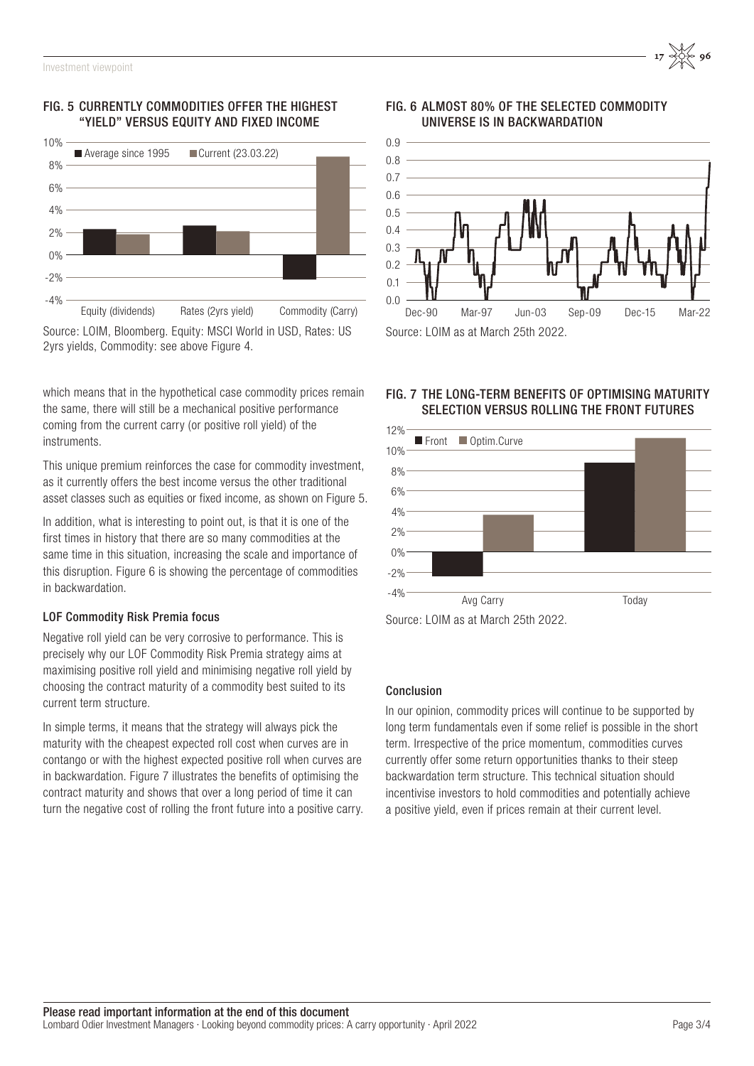#### FIG. 5 CURRENTLY COMMODITIES OFFER THE HIGHEST "YIELD" VERSUS EQUITY AND FIXED INCOME

Source: LOIM, Bloomberg. Equity: MSCI World in USD, Rates: US 2yrs yields, Commodity: see above Figure 4.

which means that in the hypothetical case commodity prices remain the same, there will still be a mechanical positive performance coming from the current carry (or positive roll yield) of the instruments.

This unique premium reinforces the case for commodity investment, as it currently offers the best income versus the other traditional asset classes such as equities or fixed income, as shown on Figure 5.

In addition, what is interesting to point out, is that it is one of the first times in history that there are so many commodities at the same time in this situation, increasing the scale and importance of this disruption. Figure 6 is showing the percentage of commodities in backwardation.

### LOF Commodity Risk Premia focus

Negative roll yield can be very corrosive to performance. This is precisely why our LOF Commodity Risk Premia strategy aims at maximising positive roll yield and minimising negative roll yield by choosing the contract maturity of a commodity best suited to its current term structure.

In simple terms, it means that the strategy will always pick the maturity with the cheapest expected roll cost when curves are in contango or with the highest expected positive roll when curves are in backwardation. Figure 7 illustrates the benefits of optimising the contract maturity and shows that over a long period of time it can turn the negative cost of rolling the front future into a positive carry.

#### FIG. 6 ALMOST 80% OF THE SELECTED COMMODITY UNIVERSE IS IN BACKWARDATION

Source: LOIM as at March 25th 2022.

#### FIG. 7 THE LONG-TERM BENEFITS OF OPTIMISING MATURITY SELECTION VERSUS ROLLING THE FRONT FUTURES

Source: LOIM as at March 25th 2022.

### Conclusion

In our opinion, commodity prices will continue to be supported by long term fundamentals even if some relief is possible in the short term. Irrespective of the price momentum, commodities curves currently offer some return opportunities thanks to their steep backwardation term structure. This technical situation should incentivise investors to hold commodities and potentially achieve a positive yield, even if prices remain at their current level.

**Please read important information at the end of this document**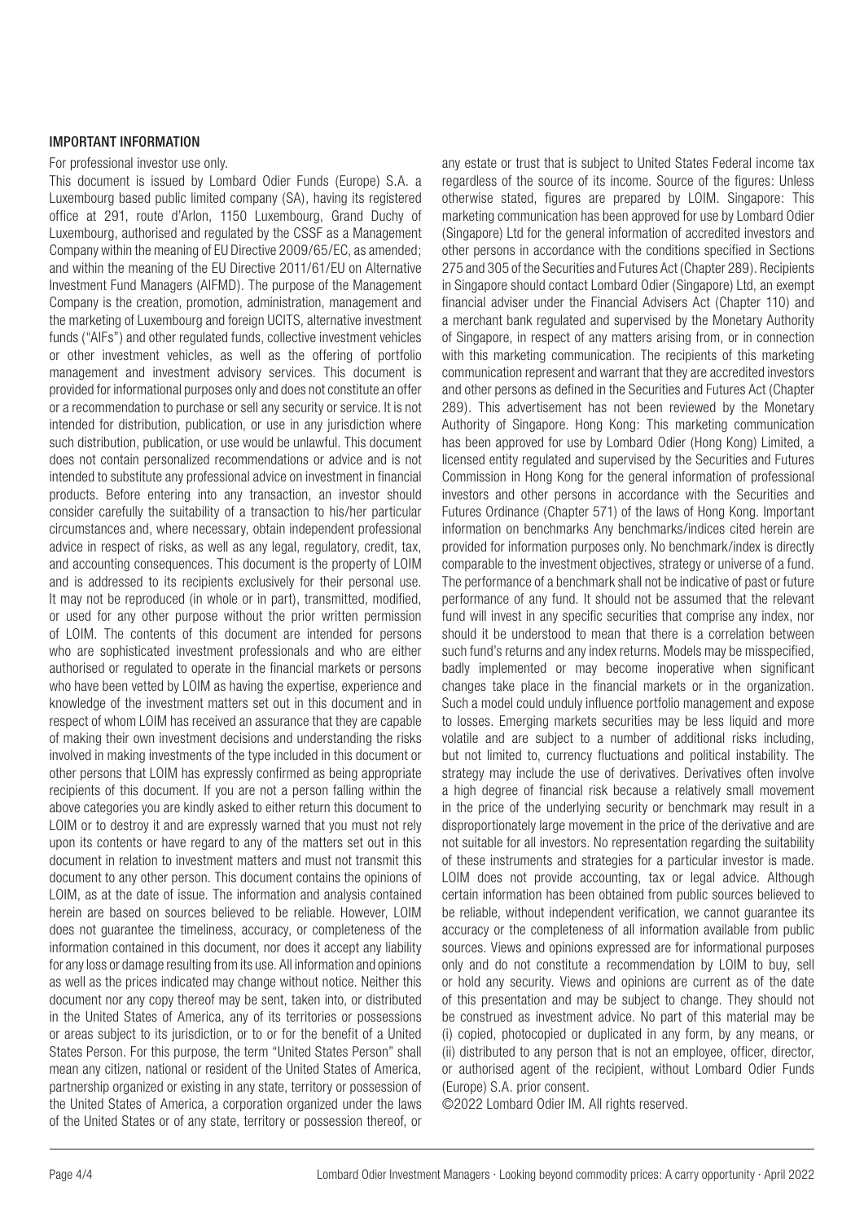## IMPORTANT INFORMATION

For professional investor use only.

This document is issued by Lombard Odier Funds (Europe) S.A. a Luxembourg based public limited company (SA), having its registered office at 291, route d'Arlon, 1150 Luxembourg, Grand Duchy of Luxembourg, authorised and regulated by the CSSF as a Management Company within the meaning of EU Directive 2009/65/EC, as amended; and within the meaning of the EU Directive 2011/61/EU on Alternative Investment Fund Managers (AIFMD). The purpose of the Management Company is the creation, promotion, administration, management and the marketing of Luxembourg and foreign UCITS, alternative investment funds ("AIFs") and other regulated funds, collective investment vehicles or other investment vehicles, as well as the offering of portfolio management and investment advisory services. This document is provided for informational purposes only and does not constitute an offer or a recommendation to purchase or sell any security or service. It is not intended for distribution, publication, or use in any jurisdiction where such distribution, publication, or use would be unlawful. This document does not contain personalized recommendations or advice and is not intended to substitute any professional advice on investment in financial products. Before entering into any transaction, an investor should consider carefully the suitability of a transaction to his/her particular circumstances and, where necessary, obtain independent professional advice in respect of risks, as well as any legal, regulatory, credit, tax, and accounting consequences. This document is the property of LOIM and is addressed to its recipients exclusively for their personal use. It may not be reproduced (in whole or in part), transmitted, modified, or used for any other purpose without the prior written permission of LOIM. The contents of this document are intended for persons who are sophisticated investment professionals and who are either authorised or regulated to operate in the financial markets or persons who have been vetted by LOIM as having the expertise, experience and knowledge of the investment matters set out in this document and in respect of whom LOIM has received an assurance that they are capable of making their own investment decisions and understanding the risks involved in making investments of the type included in this document or other persons that LOIM has expressly confirmed as being appropriate recipients of this document. If you are not a person falling within the above categories you are kindly asked to either return this document to LOIM or to destroy it and are expressly warned that you must not rely upon its contents or have regard to any of the matters set out in this document in relation to investment matters and must not transmit this document to any other person. This document contains the opinions of LOIM, as at the date of issue. The information and analysis contained herein are based on sources believed to be reliable. However, LOIM does not guarantee the timeliness, accuracy, or completeness of the information contained in this document, nor does it accept any liability for any loss or damage resulting from its use. All information and opinions as well as the prices indicated may change without notice. Neither this document nor any copy thereof may be sent, taken into, or distributed in the United States of America, any of its territories or possessions or areas subject to its jurisdiction, or to or for the benefit of a United States Person. For this purpose, the term "United States Person" shall mean any citizen, national or resident of the United States of America, partnership organized or existing in any state, territory or possession of the United States of America, a corporation organized under the laws of the United States or of any state, territory or possession thereof, or any estate or trust that is subject to United States Federal income tax regardless of the source of its income. Source of the figures: Unless otherwise stated, figures are prepared by LOIM. Singapore: This marketing communication has been approved for use by Lombard Odier (Singapore) Ltd for the general information of accredited investors and other persons in accordance with the conditions specified in Sections 275 and 305 of the Securities and Futures Act (Chapter 289). Recipients in Singapore should contact Lombard Odier (Singapore) Ltd, an exempt financial adviser under the Financial Advisers Act (Chapter 110) and a merchant bank regulated and supervised by the Monetary Authority of Singapore, in respect of any matters arising from, or in connection with this marketing communication. The recipients of this marketing communication represent and warrant that they are accredited investors and other persons as defined in the Securities and Futures Act (Chapter 289). This advertisement has not been reviewed by the Monetary Authority of Singapore. Hong Kong: This marketing communication has been approved for use by Lombard Odier (Hong Kong) Limited, a licensed entity regulated and supervised by the Securities and Futures Commission in Hong Kong for the general information of professional investors and other persons in accordance with the Securities and Futures Ordinance (Chapter 571) of the laws of Hong Kong. Important information on benchmarks Any benchmarks/indices cited herein are provided for information purposes only. No benchmark/index is directly comparable to the investment objectives, strategy or universe of a fund. The performance of a benchmark shall not be indicative of past or future performance of any fund. It should not be assumed that the relevant fund will invest in any specific securities that comprise any index, nor should it be understood to mean that there is a correlation between such fund's returns and any index returns. Models may be misspecified, badly implemented or may become inoperative when significant changes take place in the financial markets or in the organization. Such a model could unduly influence portfolio management and expose to losses. Emerging markets securities may be less liquid and more volatile and are subject to a number of additional risks including, but not limited to, currency fluctuations and political instability. The strategy may include the use of derivatives. Derivatives often involve a high degree of financial risk because a relatively small movement in the price of the underlying security or benchmark may result in a disproportionately large movement in the price of the derivative and are not suitable for all investors. No representation regarding the suitability of these instruments and strategies for a particular investor is made. LOIM does not provide accounting, tax or legal advice. Although certain information has been obtained from public sources believed to be reliable, without independent verification, we cannot guarantee its accuracy or the completeness of all information available from public sources. Views and opinions expressed are for informational purposes only and do not constitute a recommendation by LOIM to buy, sell or hold any security. Views and opinions are current as of the date of this presentation and may be subject to change. They should not be construed as investment advice. No part of this material may be (i) copied, photocopied or duplicated in any form, by any means, or (ii) distributed to any person that is not an employee, officer, director, or authorised agent of the recipient, without Lombard Odier Funds (Europe) S.A. prior consent.

©2022 Lombard Odier IM. All rights reserved.